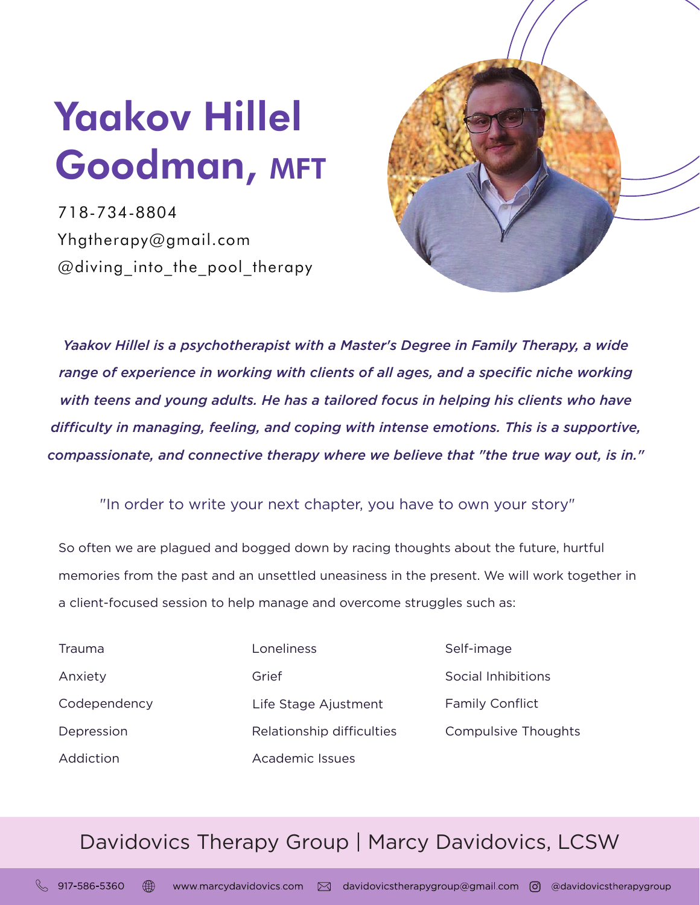# Yaakov Hillel Goodman, MFT

718-734-8804
Yhgtherapy@gmail.com
@diving_into_the_pool_therapy

*Yaakov Hillel is a psychotherapist with a Master's Degree in Family Therapy, a wide range of experience in working with clients of all ages, and a specific niche working with teens and young adults. He has a tailored focus in helping his clients who have difficulty in managing, feeling, and coping with intense emotions. This is a supportive, compassionate, and connective therapy where we believe that "the true way out, is in."*

"In order to write your next chapter, you have to own your story"

So often we are plagued and bogged down by racing thoughts about the future, hurtful memories from the past and an unsettled uneasiness in the present. We will work together in a client-focused session to help manage and overcome struggles such as:

- Trauma
- Anxiety
- Codependency
- Depression
- Addiction
- Loneliness
- Grief
- Life Stage Ajustment
- Relationship difficulties
- Academic Issues
- Self-image
- Social Inhibitions
- Family Conflict
- Compulsive Thoughts

Davidovics Therapy Group | Marcy Davidovics, LCSW

917-586-5360 www.marcydavidovics.com davidovicstherapygroup@gmail.com @davidovicstherapygroup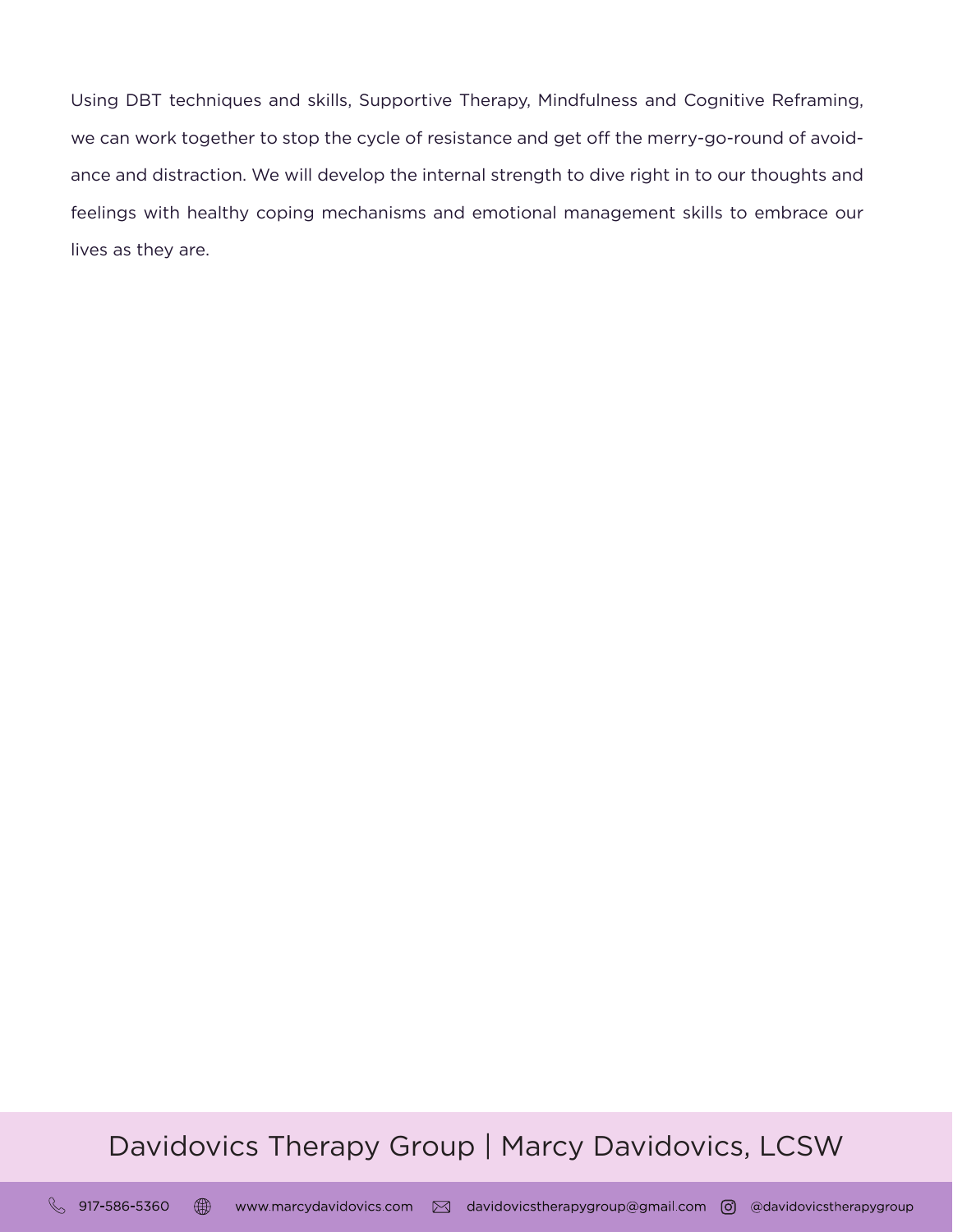Using DBT techniques and skills, Supportive Therapy, Mindfulness and Cognitive Reframing, we can work together to stop the cycle of resistance and get off the merry-go-round of avoidance and distraction. We will develop the internal strength to dive right in to our thoughts and feelings with healthy coping mechanisms and emotional management skills to embrace our lives as they are.